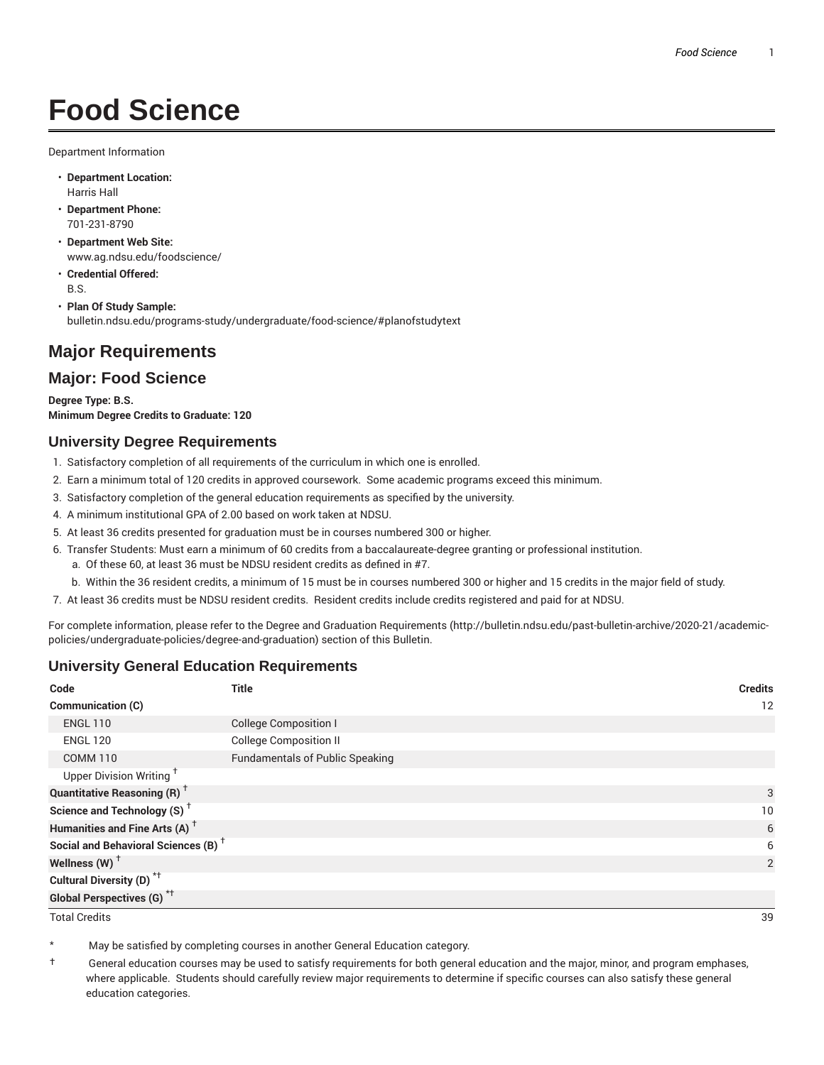# Food Science

Department Information

- **Department Location:**
  Harris Hall
- **Department Phone:**
  701-231-8790
- **Department Web Site:**
  www.ag.ndsu.edu/foodscience/
- **Credential Offered:**
  B.S.
- **Plan Of Study Sample:**
  bulletin.ndsu.edu/programs-study/undergraduate/food-science/#planofstudytext

## Major Requirements

## Major: Food Science

**Degree Type: B.S.**
**Minimum Degree Credits to Graduate: 120**

### University Degree Requirements

1. Satisfactory completion of all requirements of the curriculum in which one is enrolled.
2. Earn a minimum total of 120 credits in approved coursework. Some academic programs exceed this minimum.
3. Satisfactory completion of the general education requirements as specified by the university.
4. A minimum institutional GPA of 2.00 based on work taken at NDSU.
5. At least 36 credits presented for graduation must be in courses numbered 300 or higher.
6. Transfer Students: Must earn a minimum of 60 credits from a baccalaureate-degree granting or professional institution.
   a. Of these 60, at least 36 must be NDSU resident credits as defined in #7.
   b. Within the 36 resident credits, a minimum of 15 must be in courses numbered 300 or higher and 15 credits in the major field of study.
7. At least 36 credits must be NDSU resident credits. Resident credits include credits registered and paid for at NDSU.

For complete information, please refer to the Degree and Graduation Requirements (http://bulletin.ndsu.edu/past-bulletin-archive/2020-21/academic-policies/undergraduate-policies/degree-and-graduation) section of this Bulletin.

### University General Education Requirements

| Code | Title | Credits |
|---|---|---|
| **Communication (C)** | | 12 |
| ENGL 110 | College Composition I | |
| ENGL 120 | College Composition II | |
| COMM 110 | Fundamentals of Public Speaking | |
| Upper Division Writing † | | |
| **Quantitative Reasoning (R) †** | | 3 |
| **Science and Technology (S) †** | | 10 |
| **Humanities and Fine Arts (A) †** | | 6 |
| **Social and Behavioral Sciences (B) †** | | 6 |
| **Wellness (W) †** | | 2 |
| **Cultural Diversity (D) *†** | | |
| **Global Perspectives (G) *†** | | |
| Total Credits | | 39 |

\* May be satisfied by completing courses in another General Education category.

† General education courses may be used to satisfy requirements for both general education and the major, minor, and program emphases, where applicable. Students should carefully review major requirements to determine if specific courses can also satisfy these general education categories.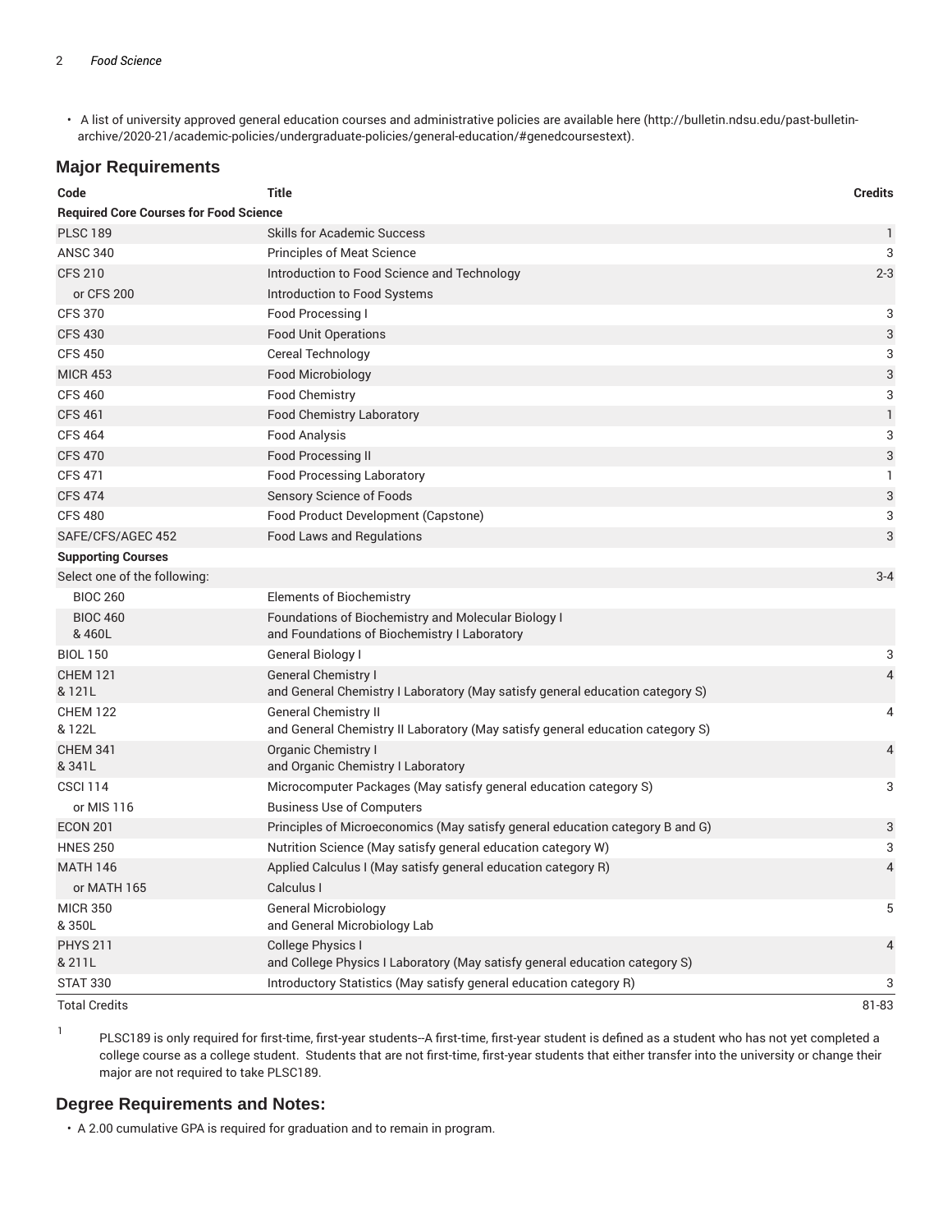- A list of university approved general education courses and administrative policies are available here (http://bulletin.ndsu.edu/past-bulletin-archive/2020-21/academic-policies/undergraduate-policies/general-education/#genedcoursestext).

## Major Requirements

| Code | Title | Credits |
|---|---|---|
| **Required Core Courses for Food Science** | | |
| PLSC 189 | Skills for Academic Success | 1 |
| ANSC 340 | Principles of Meat Science | 3 |
| CFS 210 | Introduction to Food Science and Technology | 2-3 |
| or CFS 200 | Introduction to Food Systems | |
| CFS 370 | Food Processing I | 3 |
| CFS 430 | Food Unit Operations | 3 |
| CFS 450 | Cereal Technology | 3 |
| MICR 453 | Food Microbiology | 3 |
| CFS 460 | Food Chemistry | 3 |
| CFS 461 | Food Chemistry Laboratory | 1 |
| CFS 464 | Food Analysis | 3 |
| CFS 470 | Food Processing II | 3 |
| CFS 471 | Food Processing Laboratory | 1 |
| CFS 474 | Sensory Science of Foods | 3 |
| CFS 480 | Food Product Development (Capstone) | 3 |
| SAFE/CFS/AGEC 452 | Food Laws and Regulations | 3 |
| **Supporting Courses** | | |
| Select one of the following: | | 3-4 |
| BIOC 260 | Elements of Biochemistry | |
| BIOC 460 & 460L | Foundations of Biochemistry and Molecular Biology I and Foundations of Biochemistry I Laboratory | |
| BIOL 150 | General Biology I | 3 |
| CHEM 121 & 121L | General Chemistry I and General Chemistry I Laboratory (May satisfy general education category S) | 4 |
| CHEM 122 & 122L | General Chemistry II and General Chemistry II Laboratory (May satisfy general education category S) | 4 |
| CHEM 341 & 341L | Organic Chemistry I and Organic Chemistry I Laboratory | 4 |
| CSCI 114 | Microcomputer Packages (May satisfy general education category S) | 3 |
| or MIS 116 | Business Use of Computers | |
| ECON 201 | Principles of Microeconomics (May satisfy general education category B and G) | 3 |
| HNES 250 | Nutrition Science (May satisfy general education category W) | 3 |
| MATH 146 | Applied Calculus I (May satisfy general education category R) | 4 |
| or MATH 165 | Calculus I | |
| MICR 350 & 350L | General Microbiology and General Microbiology Lab | 5 |
| PHYS 211 & 211L | College Physics I and College Physics I Laboratory (May satisfy general education category S) | 4 |
| STAT 330 | Introductory Statistics (May satisfy general education category R) | 3 |
| Total Credits | | 81-83 |

[1] PLSC189 is only required for first-time, first-year students--A first-time, first-year student is defined as a student who has not yet completed a college course as a college student. Students that are not first-time, first-year students that either transfer into the university or change their major are not required to take PLSC189.

## Degree Requirements and Notes:

- A 2.00 cumulative GPA is required for graduation and to remain in program.